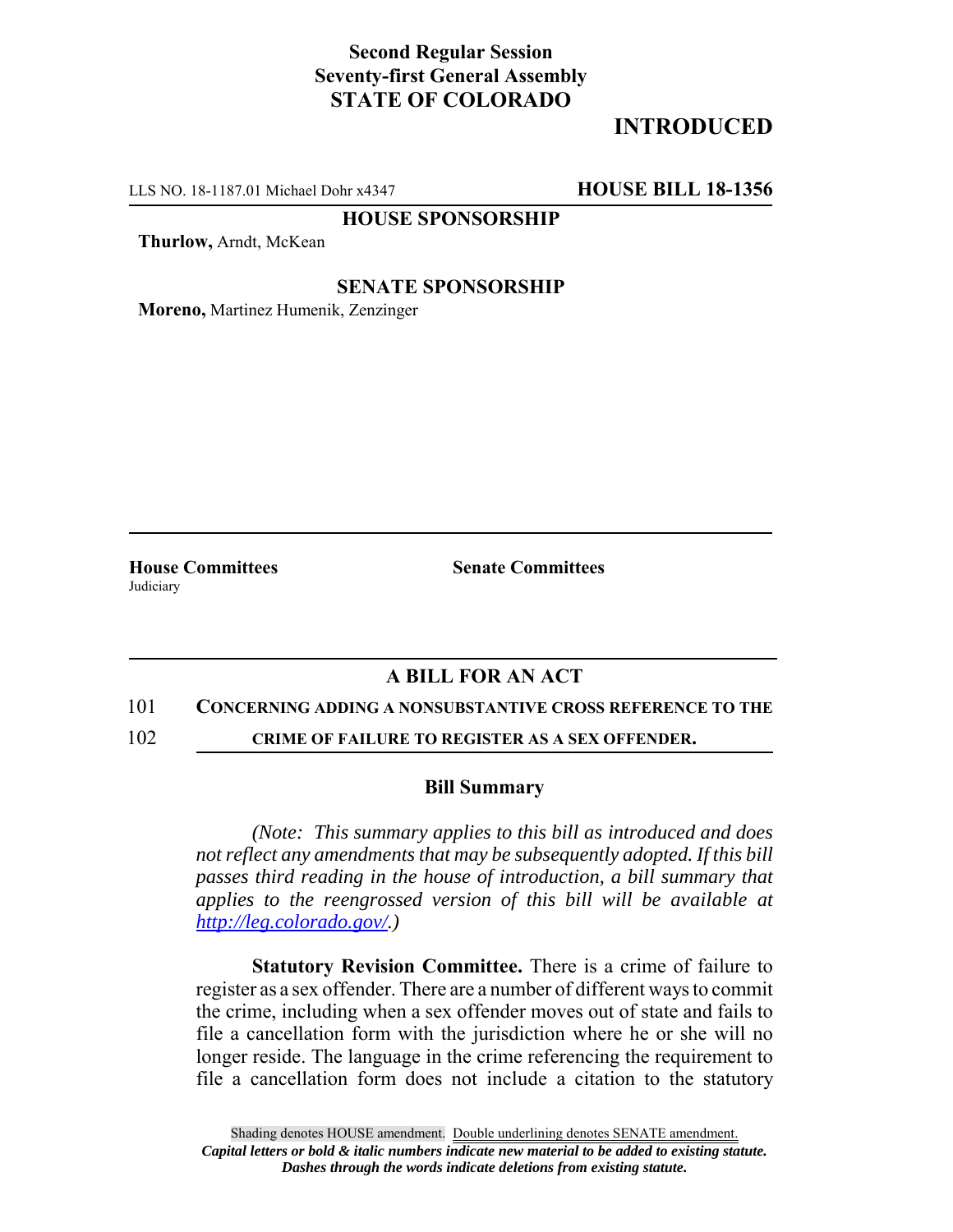**Second Regular Session**
**Seventy-first General Assembly**
**STATE OF COLORADO**

# INTRODUCED

LLS NO. 18-1187.01 Michael Dohr x4347 **HOUSE BILL 18-1356**

**HOUSE SPONSORSHIP**

**Thurlow,** Arndt, McKean

**SENATE SPONSORSHIP**

**Moreno,** Martinez Humenik, Zenzinger

**House Committees**
Judiciary

**Senate Committees**

## A BILL FOR AN ACT

101 **CONCERNING ADDING A NONSUBSTANTIVE CROSS REFERENCE TO THE**

102 **CRIME OF FAILURE TO REGISTER AS A SEX OFFENDER.**

### Bill Summary

*(Note: This summary applies to this bill as introduced and does not reflect any amendments that may be subsequently adopted. If this bill passes third reading in the house of introduction, a bill summary that applies to the reengrossed version of this bill will be available at http://leg.colorado.gov/.)*

**Statutory Revision Committee.** There is a crime of failure to register as a sex offender. There are a number of different ways to commit the crime, including when a sex offender moves out of state and fails to file a cancellation form with the jurisdiction where he or she will no longer reside. The language in the crime referencing the requirement to file a cancellation form does not include a citation to the statutory

Shading denotes HOUSE amendment. Double underlining denotes SENATE amendment.
***Capital letters or bold & italic numbers indicate new material to be added to existing statute.***
***Dashes through the words indicate deletions from existing statute.***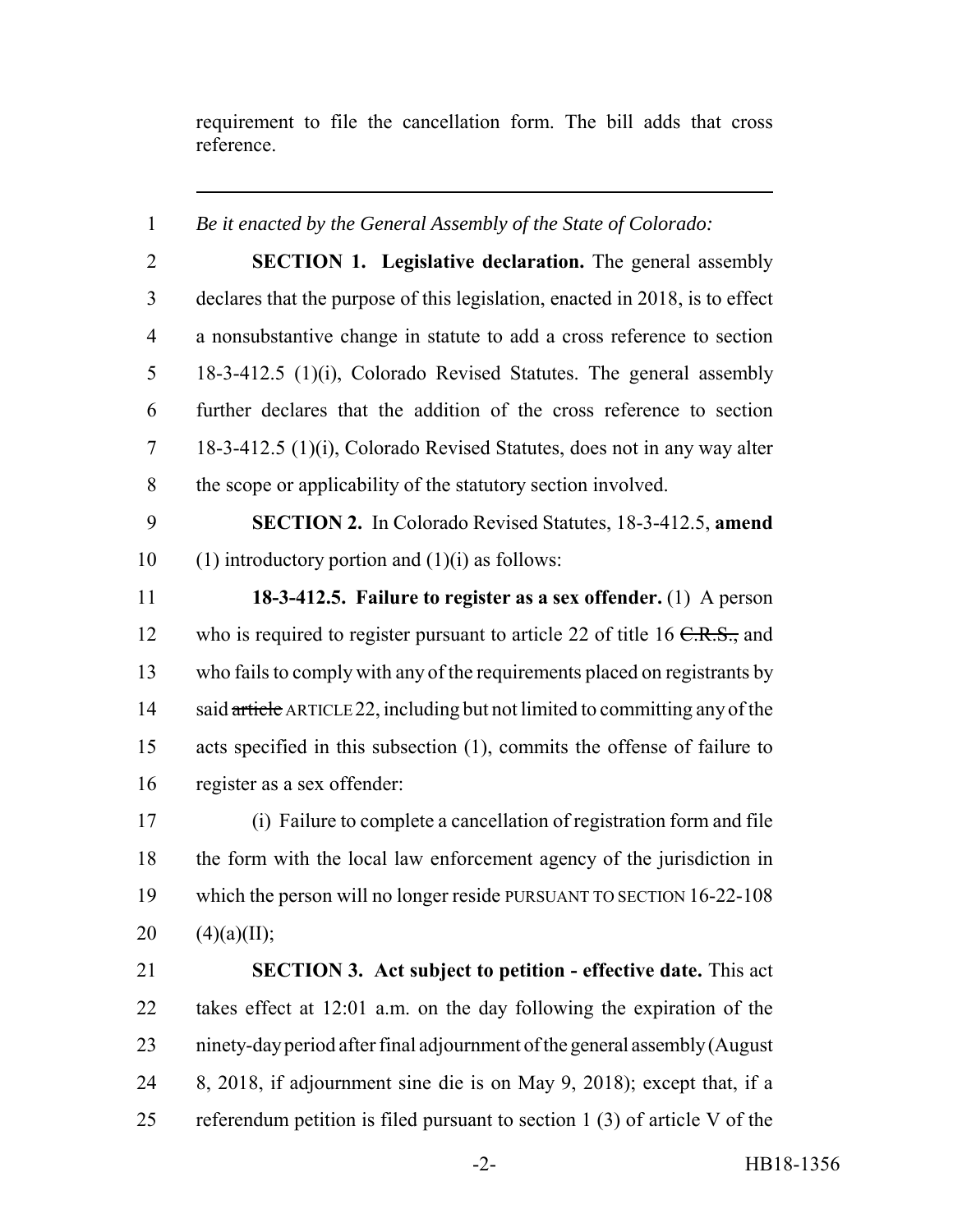requirement to file the cancellation form. The bill adds that cross reference.

---

*Be it enacted by the General Assembly of the State of Colorado:*

**SECTION 1. Legislative declaration.** The general assembly declares that the purpose of this legislation, enacted in 2018, is to effect a nonsubstantive change in statute to add a cross reference to section 18-3-412.5 (1)(i), Colorado Revised Statutes. The general assembly further declares that the addition of the cross reference to section 18-3-412.5 (1)(i), Colorado Revised Statutes, does not in any way alter the scope or applicability of the statutory section involved.

**SECTION 2.** In Colorado Revised Statutes, 18-3-412.5, **amend** (1) introductory portion and (1)(i) as follows:

**18-3-412.5. Failure to register as a sex offender.** (1) A person who is required to register pursuant to article 22 of title 16 ~~C.R.S.,~~ and who fails to comply with any of the requirements placed on registrants by said ~~article~~ ARTICLE 22, including but not limited to committing any of the acts specified in this subsection (1), commits the offense of failure to register as a sex offender:

(i) Failure to complete a cancellation of registration form and file the form with the local law enforcement agency of the jurisdiction in which the person will no longer reside PURSUANT TO SECTION 16-22-108 (4)(a)(II);

**SECTION 3. Act subject to petition - effective date.** This act takes effect at 12:01 a.m. on the day following the expiration of the ninety-day period after final adjournment of the general assembly (August 8, 2018, if adjournment sine die is on May 9, 2018); except that, if a referendum petition is filed pursuant to section 1 (3) of article V of the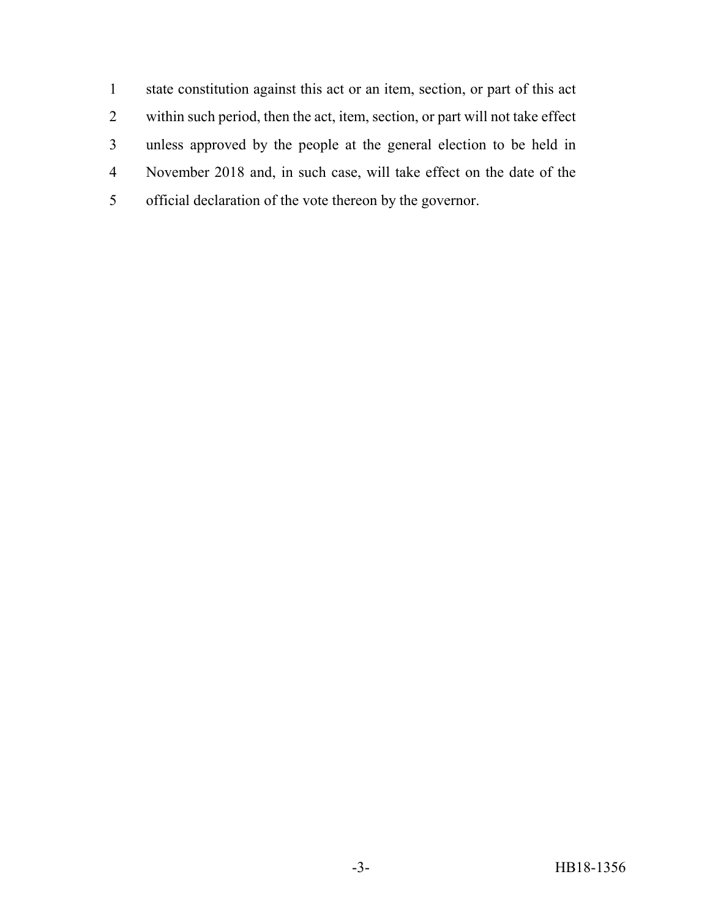state constitution against this act or an item, section, or part of this act within such period, then the act, item, section, or part will not take effect unless approved by the people at the general election to be held in November 2018 and, in such case, will take effect on the date of the official declaration of the vote thereon by the governor.